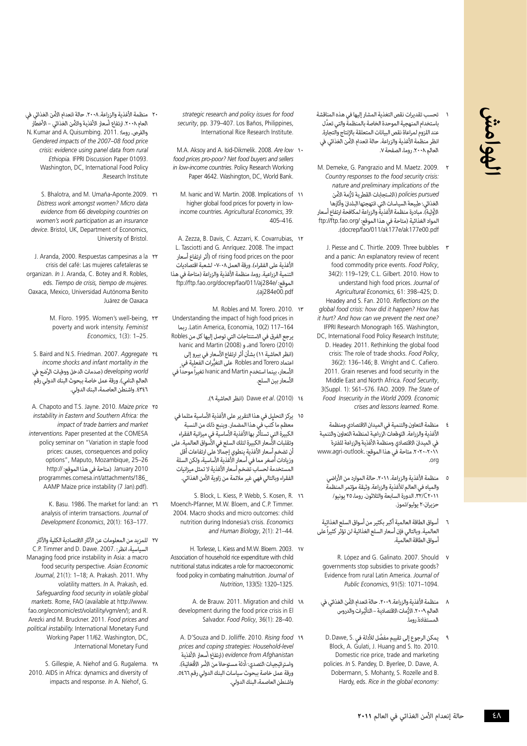# الهوامش

١ تحسب تقديرات نقص التغذية المشار إليها في هذه المناقشة باستخدام المنهجية الموحدة الخاصة بالمنظمة والتي تعدَّل عند اللزوم لمراعاة نقص البيانات المتعلقة بالإنتاج والتجارة. انظر منظمة الأغذية والزراعة. حالة انعدام الأمن الغذائي في العالم ٢٠٠٨. روما، الصفحة ٧.

٢ M. Demeke, G. Pangrazio and M. Maetz. 2009. *Country responses to the food security crisis: nature and preliminary implications of the policies pursued* (الاستجابات القطرية لأزمة الأمن الغذائي: طبيعة السياسات التي انتهجتها البلدان وآثارها الأولية). مبادرة منظمة الأغذية والزراعة لمكافحة ارتفاع أسعار المواد الغذائية (متاحة في هذا الموقع: ftp://ftp.fao.org/docrep/fao/011/ak177e/ak177e00.pdf).

٣ J. Piesse and C. Thirtle. 2009. Three bubbles and a panic: An explanatory review of recent food commodity price events. *Food Policy*, 34(2): 119–129; C.L. Gilbert. 2010. How to understand high food prices. *Journal of Agricultural Economics*, 61: 398–425; D. Headey and S. Fan. 2010. *Reflections on the global food crisis: how did it happen? How has it hurt? And how can we prevent the next one?* IFPRI Research Monograph 165. Washington, DC, International Food Policy Research Institute; D. Headey. 2011. Rethinking the global food crisis: The role of trade shocks. *Food Policy*, 36(2): 136–146; B. Wright and C. Cafiero. 2011. Grain reserves and food security in the Middle East and North Africa. *Food Security*, 3(Suppl. 1): S61–S76. FAO. 2009. *The State of Food Insecurity in the World 2009. Economic crises and lessons learned.* Rome.

٤ منظمة التعاون والتنمية في الميدان الاقتصادي ومنظمة الأغذية والزراعة. التوقعات الزراعية لمنظمة التعاون والتنمية في الميدان الاقتصادي ومنظمة الأغذية والزراعة للفترة ٢٠١١-٢٠٢٠. متاحة في هذا الموقع: www.agri-outlook.org.

٥ منظمة الأغذية والزراعة. ٢٠١١. حالة الموارد من الأراضي والمياه في العالم للأغذية والزراعة. وثيقة مؤتمر المنظمة ٣٢/C٢٠١١. الدورة السابعة والثلاثون. روما، ٢٥ يونيو/حزيران-٢ يوليو/تموز.

٦ أسواق الطاقة العالمية أكبر بكثير من أسواق السلع الغذائية العالمية. وبالتالي فإن أسعار السلع الغذائية لن تؤثر كثيراً على أسواق الطاقة العالمية.

٧ R. López and G. Galinato. 2007. Should governments stop subsidies to private goods? Evidence from rural Latin America. *Journal of Public Economics*, 91(5): 1071–1094.

٨ منظمة الأغذية والزراعة. ٢٠٠٩. حالة انعدام الأمن الغذائي في العالم ٢٠٠٩. الأزمات الاقتصادية – التأثيرات والدروس المستفادة. روما.

٩ يمكن الرجوع إلى تقييم مفصَّل للأدلة في D. Dawe, S. Block, A. Gulati, J. Huang and S. Ito. 2010. Domestic rice price, trade and marketing policies. *In* S. Pandey, D. Byerlee, D. Dawe, A. Dobermann, S. Mohanty, S. Rozelle and B. Hardy, eds. *Rice in the global economy: strategic research and policy issues for food security*, pp. 379–407. Los Baños, Philippines, International Rice Research Institute.

١٠ M.A. Aksoy and A. Isid-Dikmelik. 2008. *Are low food prices pro-poor? Net food buyers and sellers in low-income countries.* Policy Research Working Paper 4642. Washington, DC, World Bank.

١١ M. Ivanic and W. Martin. 2008. Implications of higher global food prices for poverty in low-income countries. *Agricultural Economics*, 39: 405–416.

١٢ A. Zezza, B. Davis, C. Azzarri, K. Covarrubias, L. Tasciotti and G. Anríquez. 2008. The impact of rising food prices on the poor (أثر ارتفاع أسعار الأغذية على الفقراء). ورقة العمل ٠٨-٠٧ لشعبة اقتصاديات التنمية الزراعية. روما، منظمة الأغذية والزراعة (متاحة في هذا الموقع: ftp://ftp.fao.org/docrep/fao/011/aj284e/aj284e00.pdf).

١٣ M. Robles and M. Torero. 2010. Understanding the impact of high food prices in Latin America, Economia, 10(2) 117–164. ربما يرجع الفرق في الاستنتاجات التي توصل إليها كل من Robles and Torero (2010) و Ivanic and Martin (2008) (انظر الحاشية ١١) بشأن أثر ارتفاع الأسعار في بيرو إلى اعتماد Robles and Torero على التغيُّرات الفعلية في الأسعار، بينما استخدم Ivanic and Martin تغيراً موحداً في الأسعار بين السلع.

١٤ Dawe *et al*. (2010) (انظر الحاشية ٩).

١٥ يركز التحليل في هذا التقرير على الأغذية الأساسية مثلما في معظم ما كُتب في هذا المضمار. وينبع ذلك من النسبة الكبيرة التي تستأثر بها الأغذية الأساسية في ميزانية الفقراء وتقلبات الأسعار الكبيرة لتلك السلع في الأسواق العالمية. على أن تضخم أسعار الأغذية ينطوي إجمالاً على ارتفاعات أقل وزيادات أصغر مما في أسعار الأغذية الأساسية، ولكن السلة المستخدمة لحساب تضخم أسعار الأغذية لا تمثل ميزانيات الفقراء وبالتالي فهي غير ملائمة من زاوية الأمن الغذائي.

١٦ S. Block, L. Kiess, P. Webb, S. Kosen, R. Moench-Pfanner, M.W. Bloem, and C.P. Timmer. 2004. Macro shocks and micro outcomes: child nutrition during Indonesia's crisis. *Economics and Human Biology*, 2(1): 21–44.

١٧ H. Torlesse, L. Kiess and M.W. Bloem. 2003. Association of household rice expenditure with child nutritional status indicates a role for macroeconomic food policy in combating malnutrition. *Journal of Nutrition*, 133(5): 1320–1325.

١٨ A. de Brauw. 2011. Migration and child development during the food price crisis in El Salvador. *Food Policy*, 36(1): 28–40.

١٩ A. D'Souza and D. Jolliffe. 2010. *Rising food prices and coping strategies: Household-level evidence from Afghanistan* (ارتفاع أسعار الأغذية واستراتيجيات التصدي: أدلة مستوحاة من الأسر الأفغانية). ورقة عمل خاصة ببحوث سياسات البنك الدولي رقم ٥٤٦٦. واشنطن العاصمة، البنك الدولي.

٢٠ منظمة الأغذية والزراعة. ٢٠٠٨. حالة انعدام الأمن الغذائي في العالم ٢٠٠٨. ارتفاع أسعار الأغذية والأمن الغذائي – الأخطار والفرص. روما؛ N. Kumar and A. Quisumbing. 2011. *Gendered impacts of the 2007–08 food price crisis: evidence using panel data from rural Ethiopia.* IFPRI Discussion Paper 01093. Washington, DC, International Food Policy Research Institute.

٢١ S. Bhalotra, and M. Umaña-Aponte.2009. *Distress work amongst women? Micro data evidence from 66 developing countries on women's work participation as an insurance device*. Bristol, UK, Department of Economics, University of Bristol.

٢٢ J. Aranda, 2000. Respuestas campesinas a la crisis del café: Las mujeres cafetaleras se organizan. *In* J. Aranda, C. Botey and R. Robles, eds. *Tiempo de crisis, tiempo de mujeres.* Oaxaca, Mexico, Universidad Autónoma Benito Juárez de Oaxaca

٢٣ M. Floro. 1995. Women's well-being, poverty and work intensity. *Feminist Economics*, 1(3): 1–25.

٢٤ S. Baird and N.S. Friedman. 2007. *Aggregate income shocks and infant mortality in the developing world* (صدمات الدخل ووفيات الرضَّع في العالم النامي). ورقة عمل خاصة ببحوث البنك الدولي رقم ٤٣٤٦. واشنطن العاصمة، البنك الدولي.

٢٥ A. Chapoto and T.S. Jayne. 2010. *Maize price instability in Eastern and Southern Africa: the impact of trade barriers and market interventions.* Paper presented at the COMESA policy seminar on "Variation in staple food prices: causes, consequences and policy options", Maputo, Mozambique, 25–26 January 2010 (متاحة في هذا الموقع: http://programmes.comesa.int/attachments/186_AAMP Maize price instability (7 Jan).pdf).

٢٦ K. Basu. 1986. The market for land: an analysis of interim transactions. *Journal of Development Economics*, 20(1): 163–177.

٢٧ للمزيد من المعلومات عن الآثار الاقتصادية الكلية والآثار السياسية، انظر: C.P. Timmer and D. Dawe. 2007. Managing food price instability in Asia: a macro food security perspective. *Asian Economic Journal*, 21(1): 1–18; A. Prakash. 2011. Why volatility matters. *In* A. Prakash, ed. *Safeguarding food security in volatile global markets*. Rome, FAO (available at http://www.fao.org/economic/est/volatility/vgm/en/); and R. Arezki and M. Bruckner. 2011. *Food prices and political instability.* International Monetary Fund Working Paper 11/62. Washington, DC, International Monetary Fund.

٢٨ S. Gillespie, A. Niehof and G. Rugalema. 2010. AIDS in Africa: dynamics and diversity of impacts and response. *In* A. Niehof, G.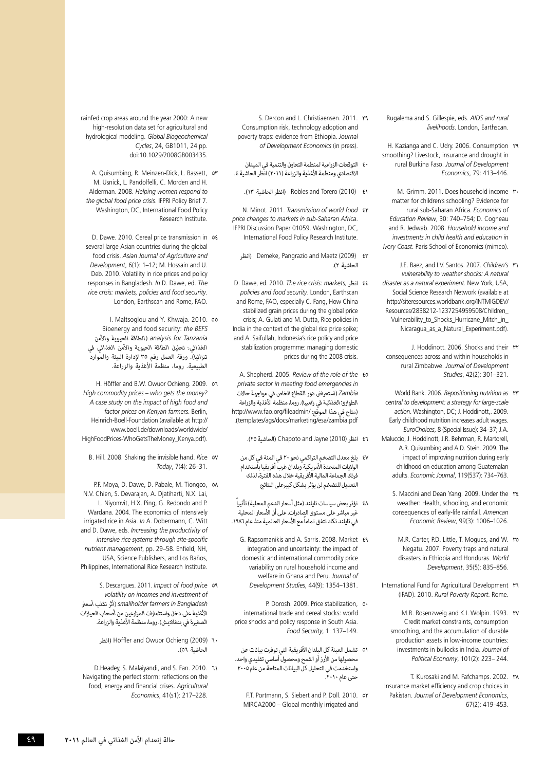Rugalema and S. Gillespie, eds. *AIDS and rural livelihoods*. London, Earthscan.

٢٩ H. Kazianga and C. Udry. 2006. Consumption smoothing? Livestock, insurance and drought in rural Burkina Faso. *Journal of Development Economics*, 79: 413–446.

٣٠ M. Grimm. 2011. Does household income matter for children's schooling? Evidence for rural sub-Saharan Africa. *Economics of Education Review*, 30: 740–754; D. Cogneau and R. Jedwab. 2008. *Household income and investments in child health and education in Ivory Coast*. Paris School of Economics (mimeo).

٣١ J.E. Baez, and I.V. Santos. 2007. *Children's vulnerability to weather shocks: A natural disaster as a natural experiment*. New York, USA, Social Science Research Network (available at http://siteresources.worldbank.org/INTMIGDEV/Resources/2838212-1237254959508/Children_Vulnerability_to_Shocks_Hurricane_Mitch_in_Nicaragua_as_a_Natural_Experiment.pdf).

٣٢ J. Hoddinott. 2006. Shocks and their consequences across and within households in rural Zimbabwe. *Journal of Development Studies*, 42(2): 301–321.

٣٣ World Bank. 2006. *Repositioning nutrition as central to development: a strategy for large-scale action*. Washington, DC; J. Hoddinott,. 2009. Early childhood nutrition increases adult wages. *EuroChoices*, 8 (Special Issue): 34–37; J.A. Maluccio, J. Hoddinott, J.R. Behrman, R. Martorell, A.R. Quisumbing and A.D. Stein. 2009. The impact of improving nutrition during early childhood on education among Guatemalan adults. *Economic Journal*, 119(537): 734–763.

٣٤ S. Maccini and Dean Yang. 2009. Under the weather: Health, schooling, and economic consequences of early-life rainfall. *American Economic Review*, 99(3): 1006–1026.

٣٥ M.R. Carter, P.D. Little, T. Mogues, and W. Negatu. 2007. Poverty traps and natural disasters in Ethiopia and Honduras. *World Development*, 35(5): 835–856.

٣٦ International Fund for Agricultural Development (IFAD). 2010. *Rural Poverty Report*. Rome.

٣٧ M.R. Rosenzweig and K.I. Wolpin. 1993. Credit market constraints, consumption smoothing, and the accumulation of durable production assets in low-income countries: investments in bullocks in India. *Journal of Political Economy*, 101(2): 223– 244.

٣٨ T. Kurosaki and M. Fafchamps. 2002. Insurance market efficiency and crop choices in Pakistan. *Journal of Development Economics*, 67(2): 419–453.

٣٩ S. Dercon and L. Christiaensen. 2011. Consumption risk, technology adoption and poverty traps: evidence from Ethiopia. *Journal of Development Economics* (in press).

٤٠ التوقعات الزراعية لمنظمة التعاون والتنمية في الميدان الاقتصادي ومنظمة الأغذية والزراعة (٢٠١١) انظر الحاشية ٤.

٤١ Robles and Torero (2010) (انظر الحاشية ١٣).

٤٢ N. Minot. 2011. *Transmission of world food price changes to markets in sub-Saharan Africa*. IFPRI Discussion Paper 01059. Washington, DC, International Food Policy Research Institute.

٤٣ Demeke, Pangrazio and Maetz (2009) (انظر الحاشية ٢).

٤٤ انظر D. Dawe, ed. 2010. *The rice crisis: markets, policies and food security*. London, Earthscan and Rome, FAO, especially C. Fang, How China stabilized grain prices during the global price crisis; A. Gulati and M. Dutta, Rice policies in India in the context of the global rice price spike; and A. Saifullah, Indonesia's rice policy and price stabilization programme: managing domestic prices during the 2008 crisis.

٤٥ A. Shepherd. 2005. *Review of the role of the private sector in meeting food emergencies in Zambia* (استعراض دور القطاع الخاص في مواجهة حالات الطوارئ الغذائية في زامبيا). روما، منظمة الأغذية والزراعة (متاح في هذا الموقع: http://www.fao.org/fileadmin/templates/ags/docs/marketing/esa/zambia.pdf).

٤٦ انظر Chapoto and Jayne (2010) (الحاشية ٢٥).

٤٧ بلغ معدل التضخم التراكمي نحو ٢٠ في المئة في كل من الولايات المتحدة الأمريكية وبلدان غرب أفريقيا باستخدام فرنك الجماعة المالية الأفريقية خلال هذه الفترة، لذلك التعديل للتضخم لن يؤثر بشكل كبيرعلى النتائج

٤٨ تؤثر بعض سياسات تايلند (مثل أسعار الدعم المحلية) تأثيراً غير مباشر على مستوى الصادرات. على أن الأسعار المحلية في تايلند تكاد تتفق تماماً مع الأسعار العالمية منذ عام ١٩٨٦.

٤٩ G. Rapsomanikis and A. Sarris. 2008. Market integration and uncertainty: the impact of domestic and international commodity price variability on rural household income and welfare in Ghana and Peru. *Journal of Development Studies*, 44(9): 1354–1381.

٥٠ P. Dorosh. 2009. Price stabilization, international trade and cereal stocks: world price shocks and policy response in South Asia. *Food Security*, 1: 137–149.

٥١ تشمل العينة كل البلدان الأفريقية التي توفرت بيانات عن محصولها من الأرز أو القمح ومحصول أساسي تقليدي واحد. واستخدمت في التحليل كل البيانات المتاحة من عام ٢٠٠٥ حتى عام ٢٠١٠.

٥٢ F.T. Portmann, S. Siebert and P. Döll. 2010. MIRCA2000 – Global monthly irrigated and rainfed crop areas around the year 2000: A new high-resolution data set for agricultural and hydrological modeling. *Global Biogeochemical Cycles*, 24, GB1011, 24 pp. doi:10.1029/2008GB003435.

٥٣ A. Quisumbing, R. Meinzen-Dick, L. Bassett, M. Usnick, L. Pandolfelli, C. Morden and H. Alderman. 2008. *Helping women respond to the global food price crisis*. IFPRI Policy Brief 7. Washington, DC, International Food Policy Research Institute.

٥٤ D. Dawe. 2010. Cereal price transmission in several large Asian countries during the global food crisis. *Asian Journal of Agriculture and Development*, 6(1): 1–12; M. Hossain and U. Deb. 2010. Volatility in rice prices and policy responses in Bangladesh. *In* D. Dawe, ed. *The rice crisis: markets, policies and food security*. London, Earthscan and Rome, FAO.

٥٥ I. Maltsoglou and Y. Khwaja. 2010. Bioenergy and food security: *the BEFS analysis for Tanzania* (الطاقة الحيوية والأمن الغذائي: تحليل الطاقة الحيوية والأمن الغذائي في تنزانيا). ورقة العمل رقم ٣٥ لإدارة البيئة والموارد الطبيعية. روما، منظمة الأغذية والزراعة.

٥٦ H. Höffler and B.W. Owuor Ochieng. 2009. *High commodity prices – who gets the money? A case study on the impact of high food and factor prices on Kenyan farmers*. Berlin, Heinrich-Boell-Foundation (available at http://www.boell.de/downloads/worldwide/HighFoodPrices-WhoGetsTheMoney_Kenya.pdf).

٥٧ B. Hill. 2008. Shaking the invisible hand. *Rice Today*, 7(4): 26–31.

٥٨ P.F. Moya, D. Dawe, D. Pabale, M. Tiongco, N.V. Chien, S. Devarajan, A. Djatiharti, N.X. Lai, L. Niyomvit, H.X. Ping, G. Redondo and P. Wardana. 2004. The economics of intensively irrigated rice in Asia. *In* A. Dobermann, C. Witt and D. Dawe, eds. *Increasing the productivity of intensive rice systems through site-specific nutrient management*, pp. 29–58. Enfield, NH, USA, Science Publishers, and Los Baños, Philippines, International Rice Research Institute.

٥٩ S. Descargues. 2011. *Impact of food price volatility on incomes and investment of smallholder farmers in Bangladesh* (أثر تقلب أسعار الأغذية على دخل واستثمارات المزارعين من أصحاب الحيازات الصغيرة في بنغلاديش). روما، منظمة الأغذية والزراعة.

٦٠ Höffler and Owuor Ochieng (2009) (انظر الحاشية ٥٦).

٦١ D.Headey, S. Malaiyandi, and S. Fan. 2010. Navigating the perfect storm: reflections on the food, energy and financial crises. *Agricultural Economics*, 41(s1): 217–228.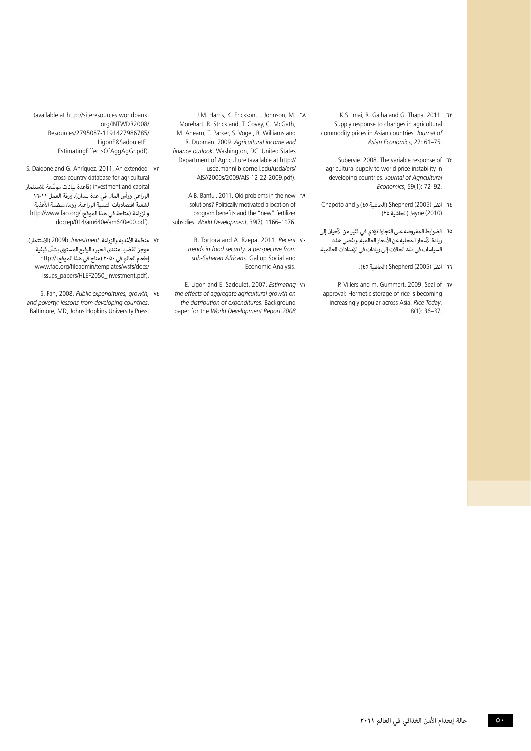٦٢ K.S. Imai, R. Gaiha and G. Thapa. 2011. Supply response to changes in agricultural commodity prices in Asian countries. *Journal of Asian Economics*, 22: 61–75.

٦٣ J. Subervie. 2008. The variable response of agricultural supply to world price instability in developing countries. *Journal of Agricultural Economics*, 59(1): 72–92.

٦٤ انظر Shepherd (2005) (الحاشية ٤٥) و Chapoto and Jayne (2010) (الحاشية ٢٥).

٦٥ الضوابط المفروضة على التجارة تؤدي في كثير من الأحيان إلى زيادة الأسعار المحلية عن الأسعار العالمية، وتفضي هذه السياسات في تلك الحالات إلى زيادات في الإمدادات العالمية.

٦٦ انظر Shepherd (2005) (الحاشية ٤٥).

٦٧ P. Villers and m. Gummert. 2009. Seal of approval: Hermetic storage of rice is becoming increasingly popular across Asia. *Rice Today*, 8(1): 36–37.

٦٨ J.M. Harris, K. Erickson, J. Johnson, M. Morehart, R. Strickland, T. Covey, C. McGath, M. Ahearn, T. Parker, S. Vogel, R. Williams and R. Dubman. 2009. *Agricultural income and finance outlook*. Washington, DC. United States Department of Agriculture (available at http://usda.mannlib.cornell.edu/usda/ers/AIS//2000s/2009/AIS-12-22-2009.pdf).

٦٩ A.B. Banful. 2011. Old problems in the new solutions? Politically motivated allocation of program benefits and the "new" fertilizer subsidies. *World Development*, 39(7): 1166–1176.

٧٠ B. Tortora and A. Rzepa. 2011. *Recent trends in food security: a perspective from sub-Saharan Africans*. Gallup Social and Economic Analysis.

٧١ E. Ligon and E. Sadoulet. 2007. *Estimating the effects of aggregate agricultural growth on the distribution of expenditures*. Background paper for the *World Development Report 2008* (available at http://siteresources.worldbank.org/INTWDR2008/Resources/2795087-1191427986785/LigonE&SadouletE_EstimatingEffectsOfAggAgGr.pdf).

٧٢ S. Daidone and G. Anríquez. 2011. An extended cross-country database for agricultural investment and capital (قاعدة بيانات موسَّعة للاستثمار الزراعي ورأس المال في عدة بلدان). ورقة العمل ١١-١٦ لشعبة اقتصاديات التنمية الزراعية. روما، منظمة الأغذية والزراعة (متاحة في هذا الموقع: http://www.fao.org/docrep/014/am640e/am640e00.pdf).

٧٣ منظمة الأغذية والزراعة. *Investment* .2009b (الاستثمار). موجز القضايا. منتدى الخبراء الرفيع المستوى بشأن كيفية إطعام العالم في ٢٠٥٠ (متاح في هذا الموقع: http://www.fao.org/fileadmin/templates/wsfs/docs/Issues_papers/HLEF2050_Investment.pdf).

٧٤ S. Fan, 2008. *Public expenditures, growth, and poverty: lessons from developing countries*. Baltimore, MD, Johns Hopkins University Press.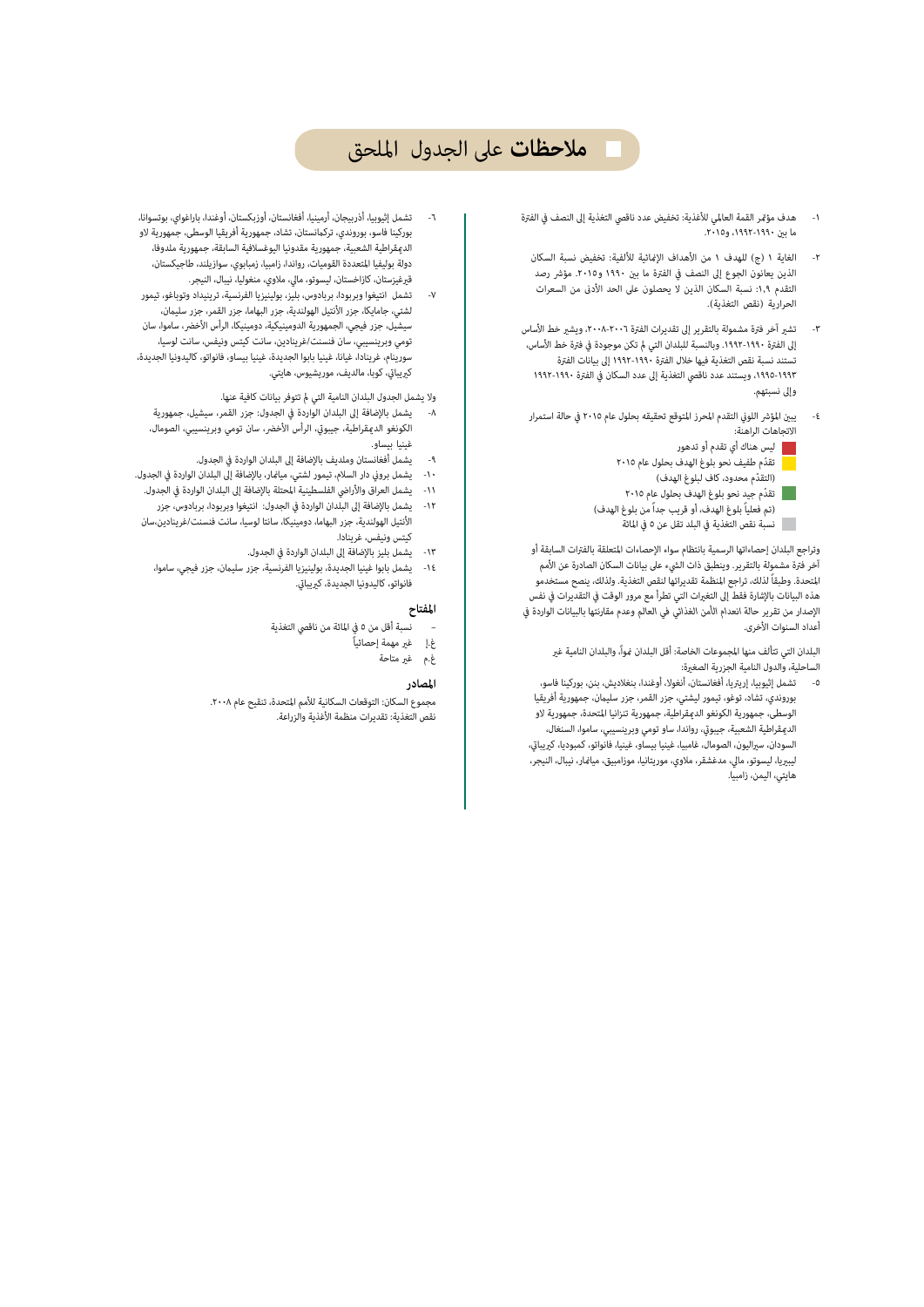# **ملاحظات** على الجدول الملحق

١- هدف مؤتمر القمة العالمي للأغذية: تخفيض عدد ناقصي التغذية إلى النصف في الفترة ما بين ١٩٩٠-١٩٩٢، و٢٠١٥.

٢- الغاية ١ (ج) للهدف ١ من الأهداف الإنمائية للألفية: تخفيض نسبة السكان الذين يعانون الجوع إلى النصف في الفترة ما بين ١٩٩٠ و٢٠١٥. مؤشر رصد التقدم ١،٩: نسبة السكان الذين لا يحصلون على الحد الأدنى من السعرات الحرارية (نقص التغذية).

٣- تشير آخر فترة مشمولة بالتقرير إلى تقديرات الفترة ٢٠٠٦-٢٠٠٨، ويشير خط الأساس إلى الفترة ١٩٩٠-١٩٩٢. وبالنسبة للبلدان التي لم تكن موجودة في فترة خط الأساس، تستند نسبة نقص التغذية فيها خلال الفترة ١٩٩٠-١٩٩٢ إلى بيانات الفترة ١٩٩٣-١٩٩٥، ويستند عدد ناقصي التغذية إلى عدد السكان في الفترة ١٩٩٠-١٩٩٢ وإلى نسبتهم.

٤- يبين المؤشر اللوني التقدم المحرز المتوقع تحقيقه بحلول عام ٢٠١٥ في حالة استمرار الاتجاهات الراهنة:

- ليس هناك أي تقدم أو تدهور
- تقدّم طفيف نحو بلوغ الهدف بحلول عام ٢٠١٥ (التقدّم محدود، كاف لبلوغ الهدف)
- تقدّم جيد نحو بلوغ الهدف بحلول عام ٢٠١٥ (تم فعلياً بلوغ الهدف، أو قريب جداً من بلوغ الهدف)
- نسبة نقص التغذية في البلد تقل عن ٥ في المائة

وتراجع البلدان إحصاءاتها الرسمية بانتظام سواء الإحصاءات المتعلقة بالفترات السابقة أو آخر فترة مشمولة بالتقرير. وينطبق ذات الشيء على بيانات السكان الصادرة عن الأمم المتحدة. وطبقاً لذلك، تراجع المنظمة تقديراتها لنقص التغذية. ولذلك، ينصح مستخدمو هذه البيانات بالإشارة فقط إلى التغيرات التي تطرأ مع مرور الوقت في التقديرات في نفس الإصدار من تقرير حالة انعدام الأمن الغذائي في العالم وعدم مقارنتها بالبيانات الواردة في أعداد السنوات الأخرى.

البلدان التي تتألف منها المجموعات الخاصة: أقل البلدان نمواً، والبلدان النامية غير الساحلية، والدول النامية الجزرية الصغيرة:

٥- تشمل إثيوبيا، إريتريا، أفغانستان، أنغولا، أوغندا، بنغلاديش، بنن، بوركينا فاسو، بوروندي، تشاد، توغو، تيمور ليشتي، جزر القمر، جزر سليمان، جمهورية أفريقيا الوسطى، جمهورية الكونغو الديمقراطية، جمهورية تنزانيا المتحدة، جمهورية لاو الديمقراطية الشعبية، جيبوتي، رواندا، ساو تومي وبرينسيبي، ساموا، السنغال، السودان، سيراليون، الصومال، غامبيا، غينيا، غينيا بيساو، فانواتو، كمبوديا، كيريباتي، ليبيريا، ليسوتو، مالي، مدغشقر، ملاوي، موريتانيا، موزامبيق، ميانمار، نيبال، النيجر، هايتي، اليمن، زامبيا.

٦- تشمل إثيوبيا، أذربيجان، أرمينيا، أفغانستان، أوزبكستان، أوغندا، باراغواي، بوتسوانا، بوركينا فاسو، بوروندي، تركمانستان، تشاد، جمهورية أفريقيا الوسطى، جمهورية لاو الديمقراطية الشعبية، جمهورية مقدونيا اليوغسلافية السابقة، جمهورية ملدوفا، دولة بوليفيا المتعددة القوميات، رواندا، زامبيا، زمبابوي، سوازيلند، طاجيكستان، قيرغيزستان، كازاخستان، ليسوتو، مالي، ملاوي، منغوليا، نيبال، النيجر.

٧- تشمل انتيغوا وبربودا، بربادوس، بليز، بولينيزيا الفرنسية، ترينيداد وتوباغو، تيمور لشتي، جامايكا، جزر الأنتيل الهولندية، جزر البهاما، جزر القمر، جزر سليمان، سيشيل، جزر فيجي، الجمهورية الدومينيكية، دومينيكا، الرأس الأخضر، ساموا، سان تومي وبرينسيبي، سان فنسنت/غرينادين، سانت كيتس ونيفس، سانت لوسيا، سورينام، غرينادا، غيانا، غينيا بيساو، فانواتو، كاليدونيا الجديدة، كيريباتي، كوبا، ملاديف، موريشيوس، هايتي.

ولا يشمل الجدول البلدان النامية التي لم تتوفر بيانات كافية عنها.

٨- يشمل بالإضافة إلى البلدان الواردة في الجدول: جزر القمر، سيشيل، جمهورية الكونغو الديمقراطية، جيبوتي، الرأس الأخضر، سان تومي وبرينسيبي، الصومال، غينيا بيساو.

٩- يشمل أفغانستان وملديف بالإضافة إلى البلدان الواردة في الجدول.

١٠- يشمل بروني دار السلام، تيمور لشتي، ميانمار، بالإضافة إلى البلدان الواردة في الجدول.

١١- يشمل العراق والأراضي الفلسطينية المحتلة بالإضافة إلى البلدان الواردة في الجدول.

١٢- يشمل بالإضافة إلى البلدان الواردة في الجدول: انتيغوا وبربودا، بربادوس، جزر الأنتيل الهولندية، جزر البهاما، دومينيكا، سانتا لوسيا، سانت فنسنت/غرينادين، سان كيتس ونيفس، غرينادا.

١٣- يشمل بليز بالإضافة إلى البلدان الواردة في الجدول.

١٤- يشمل بابوا غينيا الجديدة، بولينيزيا الفرنسية، جزر سليمان، جزر فيجي، ساموا، فانواتو، كاليدونيا الجديدة، كيريباتي.

## المفتاح

– نسبة أقل من ٥ في المائة من ناقصي التغذية

غ.إ غير مهمة إحصائياً

غ.م غير متاحة

## المصادر

مجموع السكان: التوقعات السكانية للأمم المتحدة، تنقيح عام ٢٠٠٨.

نقص التغذية: تقديرات منظمة الأغذية والزراعة.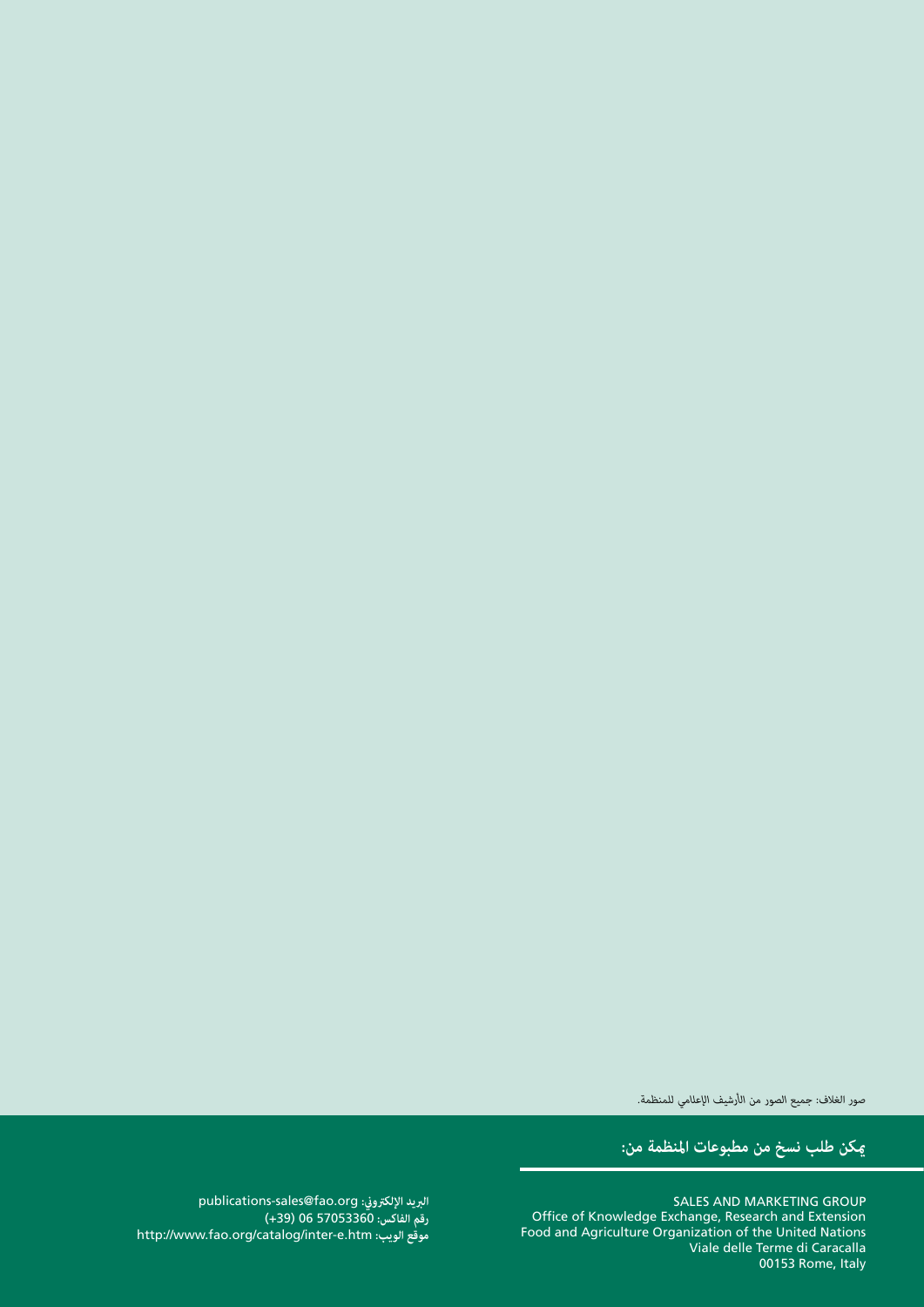صور الغلاف: جميع الصور من الأرشيف الإعلامي للمنظمة.

## يمكن طلب نسخ من مطبوعات المنظمة من:

SALES AND MARKETING GROUP
Office of Knowledge Exchange, Research and Extension
Food and Agriculture Organization of the United Nations
Viale delle Terme di Caracalla
00153 Rome, Italy

**البريد الإلكتروني:** publications-sales@fao.org
**رقم الفاكس:** (+39) 06 57053360
**موقع الويب:** http://www.fao.org/catalog/inter-e.htm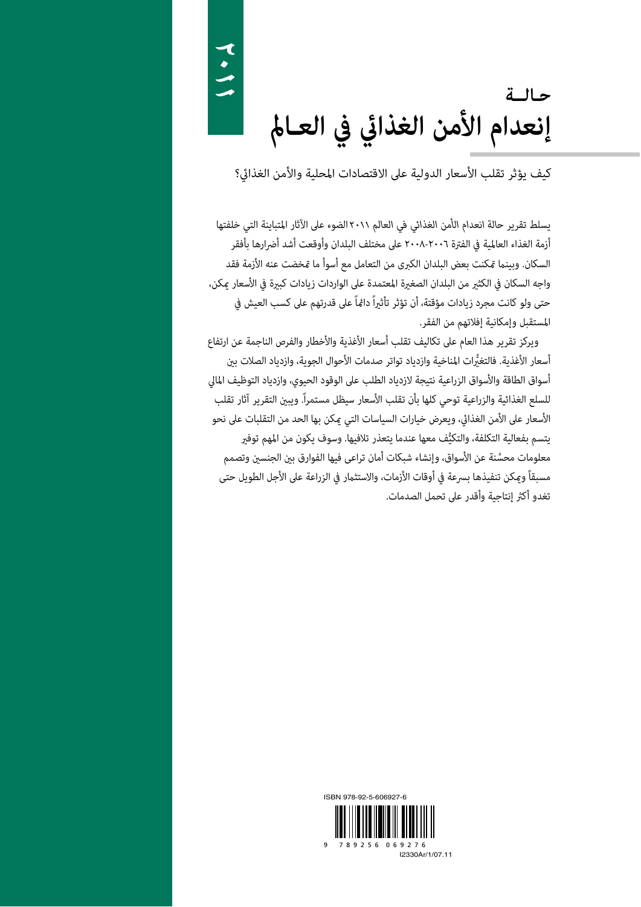٢٠١١

حالــة

# إنعدام الأمن الغذائي في العــالم

كيف يؤثر تقلب الأسعار الدولية على الاقتصادات المحلية والأمن الغذائي؟

يسلط تقرير حالة انعدام الأمن الغذائي في العالم ٢٠١١ الضوء على الآثار المتباينة التي خلفتها أزمة الغذاء العالمية في الفترة ٢٠٠٦-٢٠٠٨ على مختلف البلدان وأوقعت أشد أضرارها بأفقر السكان. وبينما تمكنت بعض البلدان الكبرى من التعامل مع أسوأ ما تمخضت عنه الأزمة فقد واجه السكان في الكثير من البلدان الصغيرة المعتمدة على الواردات زيادات كبيرة في الأسعار يمكن، حتى ولو كانت مجرد زيادات مؤقتة، أن تؤثر تأثيراً دائماً على قدرتهم على كسب العيش في المستقبل وإمكانية إفلاتهم من الفقر.

ويركز تقرير هذا العام على تكاليف تقلب أسعار الأغذية والأخطار والفرص الناجمة عن ارتفاع أسعار الأغذية. فالتغيُّرات المناخية وازدياد تواتر صدمات الأحوال الجوية، وازدياد الصلات بين أسواق الطاقة والأسواق الزراعية نتيجة لازدياد الطلب على الوقود الحيوي، وازدياد التوظيف المالي للسلع الغذائية والزراعية توحي كلها بأن تقلب الأسعار سيظل مستمراً. ويبين التقرير آثار تقلب الأسعار على الأمن الغذائي، ويعرض خيارات السياسات التي يمكن بها الحد من التقلبات على نحو يتسم بفعالية التكلفة، والتكيُّف معها عندما يتعذر تلافيها. وسوف يكون من المهم توفير معلومات محسَّنة عن الأسواق، وإنشاء شبكات أمان تراعى فيها الفوارق بين الجنسين وتصمم مسبقاً ويمكن تنفيذها بسرعة في أوقات الأزمات، والاستثمار في الزراعة على الأجل الطويل حتى تغدو أكثر إنتاجية وأقدر على تحمل الصدمات.

ISBN 978-92-5-606927-6

9 789256 069276

I2330Ar/1/07.11